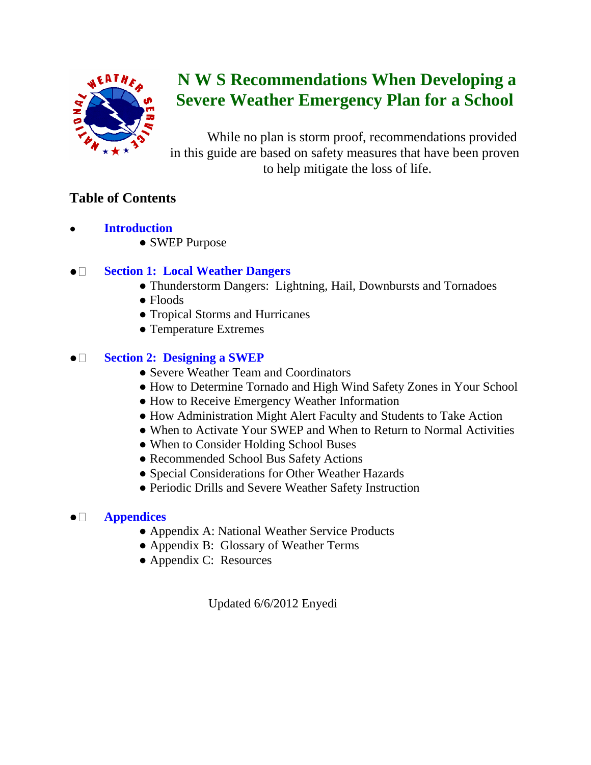# N W S Recommendations When Developing a Severe Weather Emergency Plan for a School

While no plan is storm proof, recommendations provided in this guide are based on safety measures that have been proven to help mitigate the loss of life.

## Table of Contents

- **Introduction**
  - SWEP Purpose
- **Section 1: Local Weather Dangers**
  - Thunderstorm Dangers: Lightning, Hail, Downbursts and Tornadoes
  - Floods
  - Tropical Storms and Hurricanes
  - Temperature Extremes
- **Section 2: Designing a SWEP**
  - Severe Weather Team and Coordinators
  - How to Determine Tornado and High Wind Safety Zones in Your School
  - How to Receive Emergency Weather Information
  - How Administration Might Alert Faculty and Students to Take Action
  - When to Activate Your SWEP and When to Return to Normal Activities
  - When to Consider Holding School Buses
  - Recommended School Bus Safety Actions
  - Special Considerations for Other Weather Hazards
  - Periodic Drills and Severe Weather Safety Instruction
- **Appendices**
  - Appendix A: National Weather Service Products
  - Appendix B: Glossary of Weather Terms
  - Appendix C: Resources

Updated 6/6/2012 Enyedi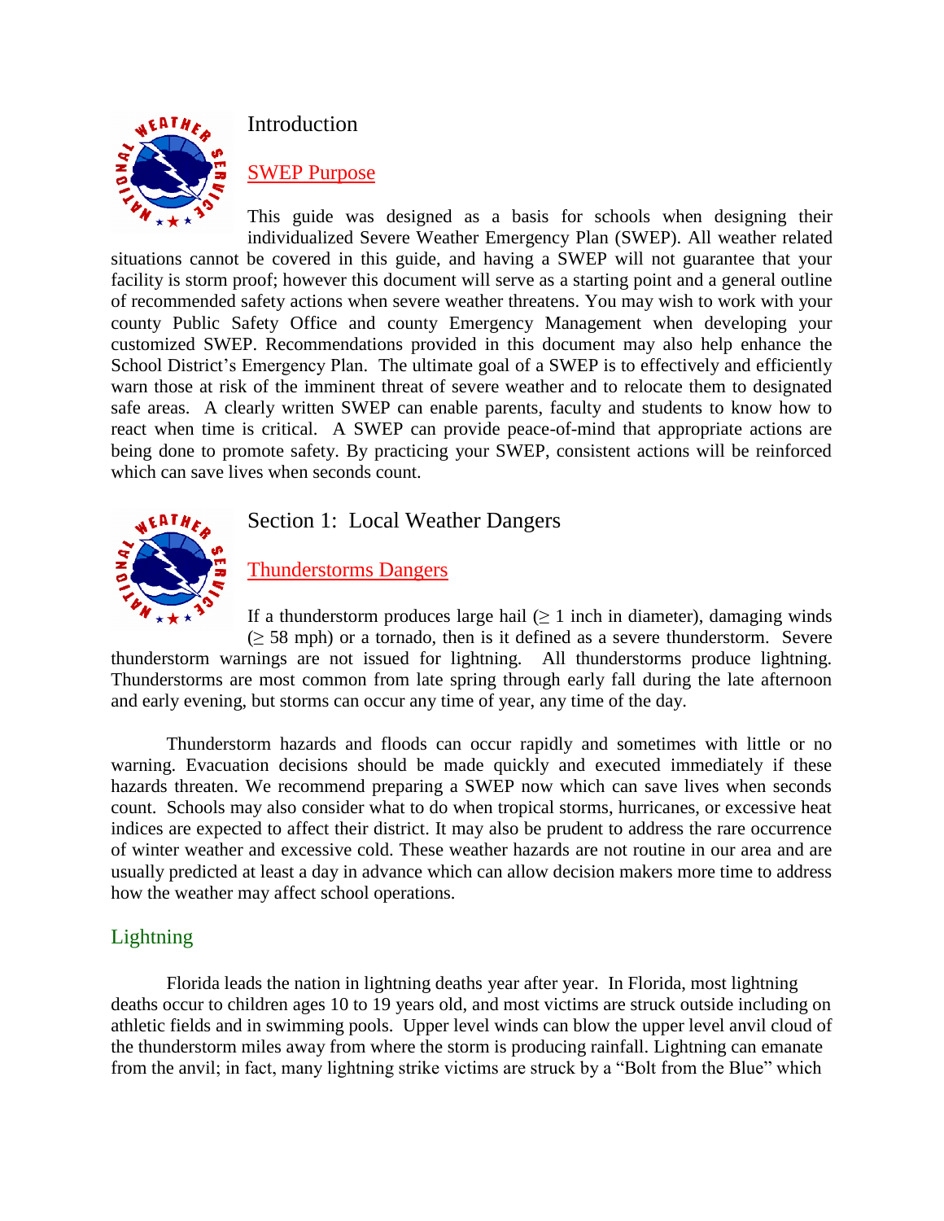## Introduction

### SWEP Purpose

This guide was designed as a basis for schools when designing their individualized Severe Weather Emergency Plan (SWEP). All weather related situations cannot be covered in this guide, and having a SWEP will not guarantee that your facility is storm proof; however this document will serve as a starting point and a general outline of recommended safety actions when severe weather threatens. You may wish to work with your county Public Safety Office and county Emergency Management when developing your customized SWEP. Recommendations provided in this document may also help enhance the School District's Emergency Plan. The ultimate goal of a SWEP is to effectively and efficiently warn those at risk of the imminent threat of severe weather and to relocate them to designated safe areas. A clearly written SWEP can enable parents, faculty and students to know how to react when time is critical. A SWEP can provide peace-of-mind that appropriate actions are being done to promote safety. By practicing your SWEP, consistent actions will be reinforced which can save lives when seconds count.

## Section 1: Local Weather Dangers

### Thunderstorms Dangers

If a thunderstorm produces large hail (≥ 1 inch in diameter), damaging winds (≥ 58 mph) or a tornado, then is it defined as a severe thunderstorm. Severe thunderstorm warnings are not issued for lightning. All thunderstorms produce lightning. Thunderstorms are most common from late spring through early fall during the late afternoon and early evening, but storms can occur any time of year, any time of the day.

Thunderstorm hazards and floods can occur rapidly and sometimes with little or no warning. Evacuation decisions should be made quickly and executed immediately if these hazards threaten. We recommend preparing a SWEP now which can save lives when seconds count. Schools may also consider what to do when tropical storms, hurricanes, or excessive heat indices are expected to affect their district. It may also be prudent to address the rare occurrence of winter weather and excessive cold. These weather hazards are not routine in our area and are usually predicted at least a day in advance which can allow decision makers more time to address how the weather may affect school operations.

### Lightning

Florida leads the nation in lightning deaths year after year. In Florida, most lightning deaths occur to children ages 10 to 19 years old, and most victims are struck outside including on athletic fields and in swimming pools. Upper level winds can blow the upper level anvil cloud of the thunderstorm miles away from where the storm is producing rainfall. Lightning can emanate from the anvil; in fact, many lightning strike victims are struck by a "Bolt from the Blue" which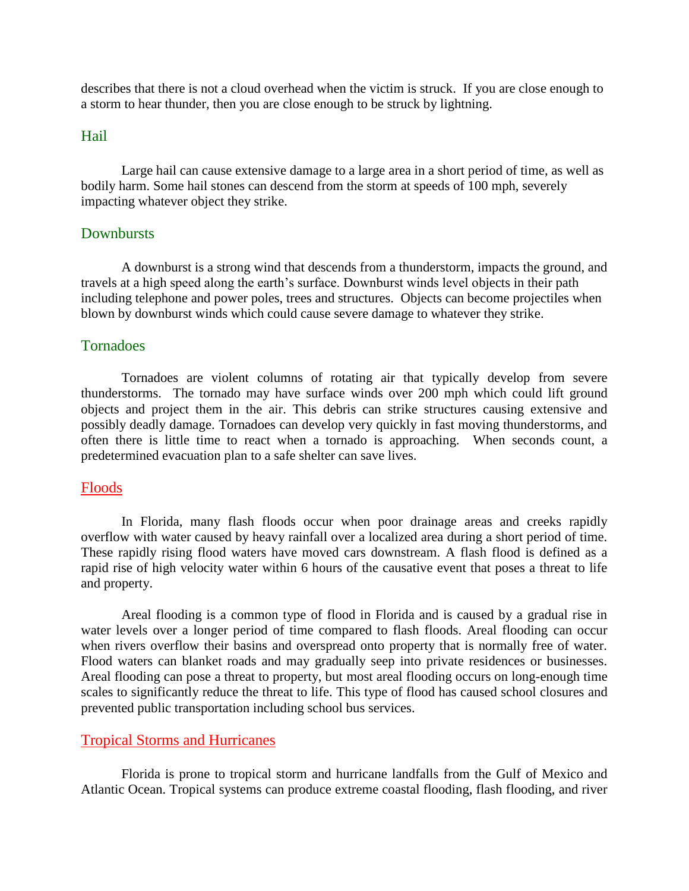describes that there is not a cloud overhead when the victim is struck. If you are close enough to a storm to hear thunder, then you are close enough to be struck by lightning.

### Hail

Large hail can cause extensive damage to a large area in a short period of time, as well as bodily harm. Some hail stones can descend from the storm at speeds of 100 mph, severely impacting whatever object they strike.

### Downbursts

A downburst is a strong wind that descends from a thunderstorm, impacts the ground, and travels at a high speed along the earth's surface. Downburst winds level objects in their path including telephone and power poles, trees and structures. Objects can become projectiles when blown by downburst winds which could cause severe damage to whatever they strike.

### Tornadoes

Tornadoes are violent columns of rotating air that typically develop from severe thunderstorms. The tornado may have surface winds over 200 mph which could lift ground objects and project them in the air. This debris can strike structures causing extensive and possibly deadly damage. Tornadoes can develop very quickly in fast moving thunderstorms, and often there is little time to react when a tornado is approaching. When seconds count, a predetermined evacuation plan to a safe shelter can save lives.

## Floods

In Florida, many flash floods occur when poor drainage areas and creeks rapidly overflow with water caused by heavy rainfall over a localized area during a short period of time. These rapidly rising flood waters have moved cars downstream. A flash flood is defined as a rapid rise of high velocity water within 6 hours of the causative event that poses a threat to life and property.

Areal flooding is a common type of flood in Florida and is caused by a gradual rise in water levels over a longer period of time compared to flash floods. Areal flooding can occur when rivers overflow their basins and overspread onto property that is normally free of water. Flood waters can blanket roads and may gradually seep into private residences or businesses. Areal flooding can pose a threat to property, but most areal flooding occurs on long-enough time scales to significantly reduce the threat to life. This type of flood has caused school closures and prevented public transportation including school bus services.

## Tropical Storms and Hurricanes

Florida is prone to tropical storm and hurricane landfalls from the Gulf of Mexico and Atlantic Ocean. Tropical systems can produce extreme coastal flooding, flash flooding, and river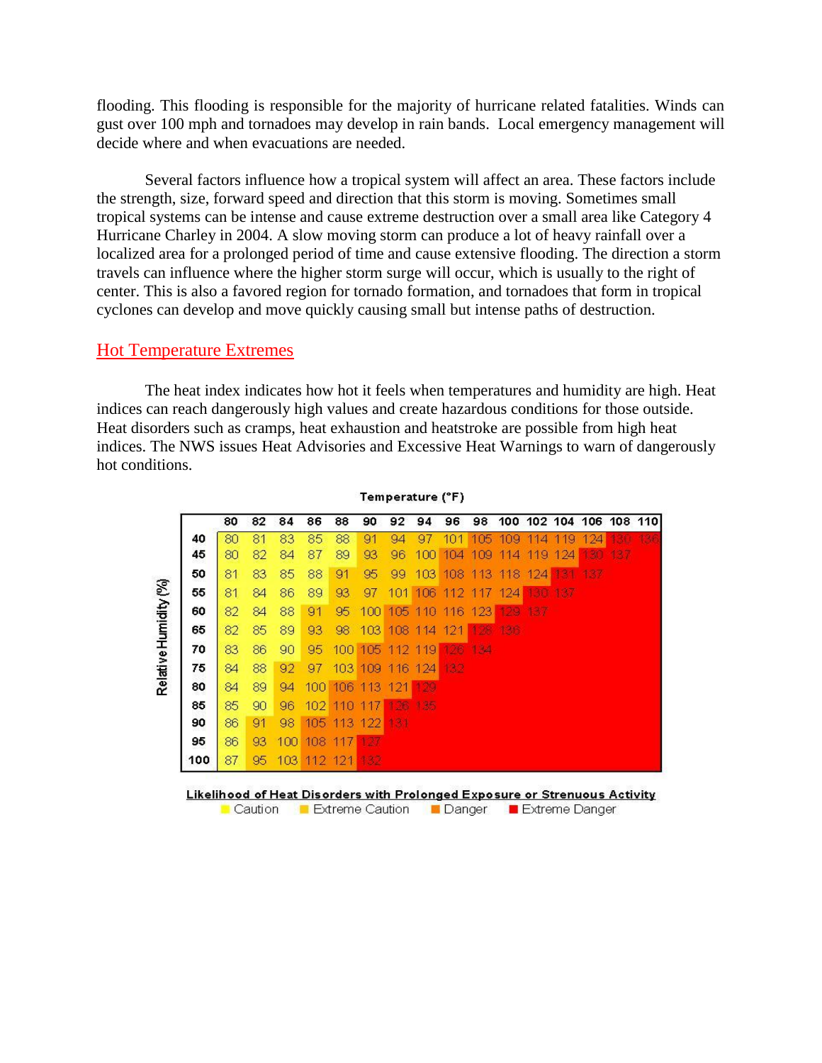flooding. This flooding is responsible for the majority of hurricane related fatalities. Winds can gust over 100 mph and tornadoes may develop in rain bands. Local emergency management will decide where and when evacuations are needed.

Several factors influence how a tropical system will affect an area. These factors include the strength, size, forward speed and direction that this storm is moving. Sometimes small tropical systems can be intense and cause extreme destruction over a small area like Category 4 Hurricane Charley in 2004. A slow moving storm can produce a lot of heavy rainfall over a localized area for a prolonged period of time and cause extensive flooding. The direction a storm travels can influence where the higher storm surge will occur, which is usually to the right of center. This is also a favored region for tornado formation, and tornadoes that form in tropical cyclones can develop and move quickly causing small but intense paths of destruction.

## Hot Temperature Extremes

The heat index indicates how hot it feels when temperatures and humidity are high. Heat indices can reach dangerously high values and create hazardous conditions for those outside. Heat disorders such as cramps, heat exhaustion and heatstroke are possible from high heat indices. The NWS issues Heat Advisories and Excessive Heat Warnings to warn of dangerously hot conditions.

**Temperature (°F)**

| Relative Humidity (%) | 80 | 82 | 84 | 86 | 88 | 90 | 92 | 94 | 96 | 98 | 100 | 102 | 104 | 106 | 108 | 110 |
|---|---|---|---|---|---|---|---|---|---|---|---|---|---|---|---|---|
| 40 | 80 | 81 | 83 | 85 | 88 | 91 | 94 | 97 | 101 | 105 | 109 | 114 | 119 | 124 | 130 | 136 |
| 45 | 80 | 82 | 84 | 87 | 89 | 93 | 96 | 100 | 104 | 109 | 114 | 119 | 124 | 130 | 137 | |
| 50 | 81 | 83 | 85 | 88 | 91 | 95 | 99 | 103 | 108 | 113 | 118 | 124 | 131 | 137 | | |
| 55 | 81 | 84 | 86 | 89 | 93 | 97 | 101 | 106 | 112 | 117 | 124 | 130 | 137 | | | |
| 60 | 82 | 84 | 88 | 91 | 95 | 100 | 105 | 110 | 116 | 123 | 129 | 137 | | | | |
| 65 | 82 | 85 | 89 | 93 | 98 | 103 | 108 | 114 | 121 | 128 | 136 | | | | | |
| 70 | 83 | 86 | 90 | 95 | 100 | 105 | 112 | 119 | 126 | 134 | | | | | | |
| 75 | 84 | 88 | 92 | 97 | 103 | 109 | 116 | 124 | 132 | | | | | | | |
| 80 | 84 | 89 | 94 | 100 | 106 | 113 | 121 | 129 | | | | | | | | |
| 85 | 85 | 90 | 96 | 102 | 110 | 117 | 126 | 135 | | | | | | | | |
| 90 | 86 | 91 | 98 | 105 | 113 | 122 | 131 | | | | | | | | | |
| 95 | 86 | 93 | 100 | 108 | 117 | 127 | | | | | | | | | | |
| 100 | 87 | 95 | 103 | 112 | 121 | 132 | | | | | | | | | | |

**Likelihood of Heat Disorders with Prolonged Exposure or Strenuous Activity**

Caution | Extreme Caution | Danger | Extreme Danger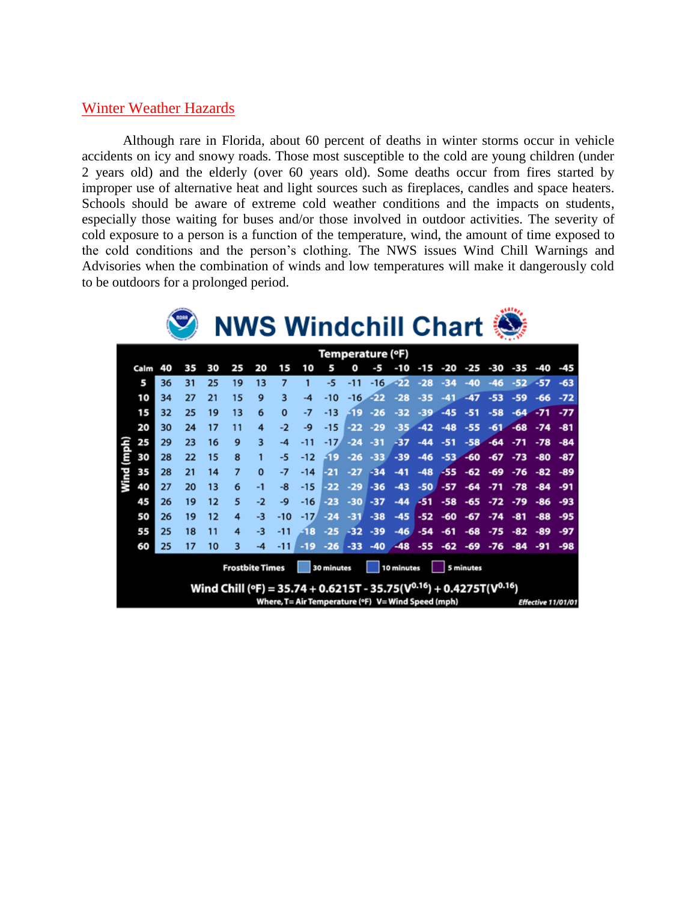## Winter Weather Hazards

Although rare in Florida, about 60 percent of deaths in winter storms occur in vehicle accidents on icy and snowy roads. Those most susceptible to the cold are young children (under 2 years old) and the elderly (over 60 years old). Some deaths occur from fires started by improper use of alternative heat and light sources such as fireplaces, candles and space heaters. Schools should be aware of extreme cold weather conditions and the impacts on students, especially those waiting for buses and/or those involved in outdoor activities. The severity of cold exposure to a person is a function of the temperature, wind, the amount of time exposed to the cold conditions and the person's clothing. The NWS issues Wind Chill Warnings and Advisories when the combination of winds and low temperatures will make it dangerously cold to be outdoors for a prolonged period.

### NWS Windchill Chart

Temperature (°F)

| Wind (mph) / Calm | 40 | 35 | 30 | 25 | 20 | 15 | 10 | 5 | 0 | -5 | -10 | -15 | -20 | -25 | -30 | -35 | -40 | -45 |
|---|---|---|---|---|---|---|---|---|---|---|---|---|---|---|---|---|---|---|
| 5 | 36 | 31 | 25 | 19 | 13 | 7 | 1 | -5 | -11 | -16 | -22 | -28 | -34 | -40 | -46 | -52 | -57 | -63 |
| 10 | 34 | 27 | 21 | 15 | 9 | 3 | -4 | -10 | -16 | -22 | -28 | -35 | -41 | -47 | -53 | -59 | -66 | -72 |
| 15 | 32 | 25 | 19 | 13 | 6 | 0 | -7 | -13 | -19 | -26 | -32 | -39 | -45 | -51 | -58 | -64 | -71 | -77 |
| 20 | 30 | 24 | 17 | 11 | 4 | -2 | -9 | -15 | -22 | -29 | -35 | -42 | -48 | -55 | -61 | -68 | -74 | -81 |
| 25 | 29 | 23 | 16 | 9 | 3 | -4 | -11 | -17 | -24 | -31 | -37 | -44 | -51 | -58 | -64 | -71 | -78 | -84 |
| 30 | 28 | 22 | 15 | 8 | 1 | -5 | -12 | -19 | -26 | -33 | -39 | -46 | -53 | -60 | -67 | -73 | -80 | -87 |
| 35 | 28 | 21 | 14 | 7 | 0 | -7 | -14 | -21 | -27 | -34 | -41 | -48 | -55 | -62 | -69 | -76 | -82 | -89 |
| 40 | 27 | 20 | 13 | 6 | -1 | -8 | -15 | -22 | -29 | -36 | -43 | -50 | -57 | -64 | -71 | -78 | -84 | -91 |
| 45 | 26 | 19 | 12 | 5 | -2 | -9 | -16 | -23 | -30 | -37 | -44 | -51 | -58 | -65 | -72 | -79 | -86 | -93 |
| 50 | 26 | 19 | 12 | 4 | -3 | -10 | -17 | -24 | -31 | -38 | -45 | -52 | -60 | -67 | -74 | -81 | -88 | -95 |
| 55 | 25 | 18 | 11 | 4 | -3 | -11 | -18 | -25 | -32 | -39 | -46 | -54 | -61 | -68 | -75 | -82 | -89 | -97 |
| 60 | 25 | 17 | 10 | 3 | -4 | -11 | -19 | -26 | -33 | -40 | -48 | -55 | -62 | -69 | -76 | -84 | -91 | -98 |

Frostbite Times: 30 minutes | 10 minutes | 5 minutes

$$\text{Wind Chill (°F)} = 35.74 + 0.6215T - 35.75(V^{0.16}) + 0.4275T(V^{0.16})$$

Where, T= Air Temperature (°F) V= Wind Speed (mph)

*Effective 11/01/01*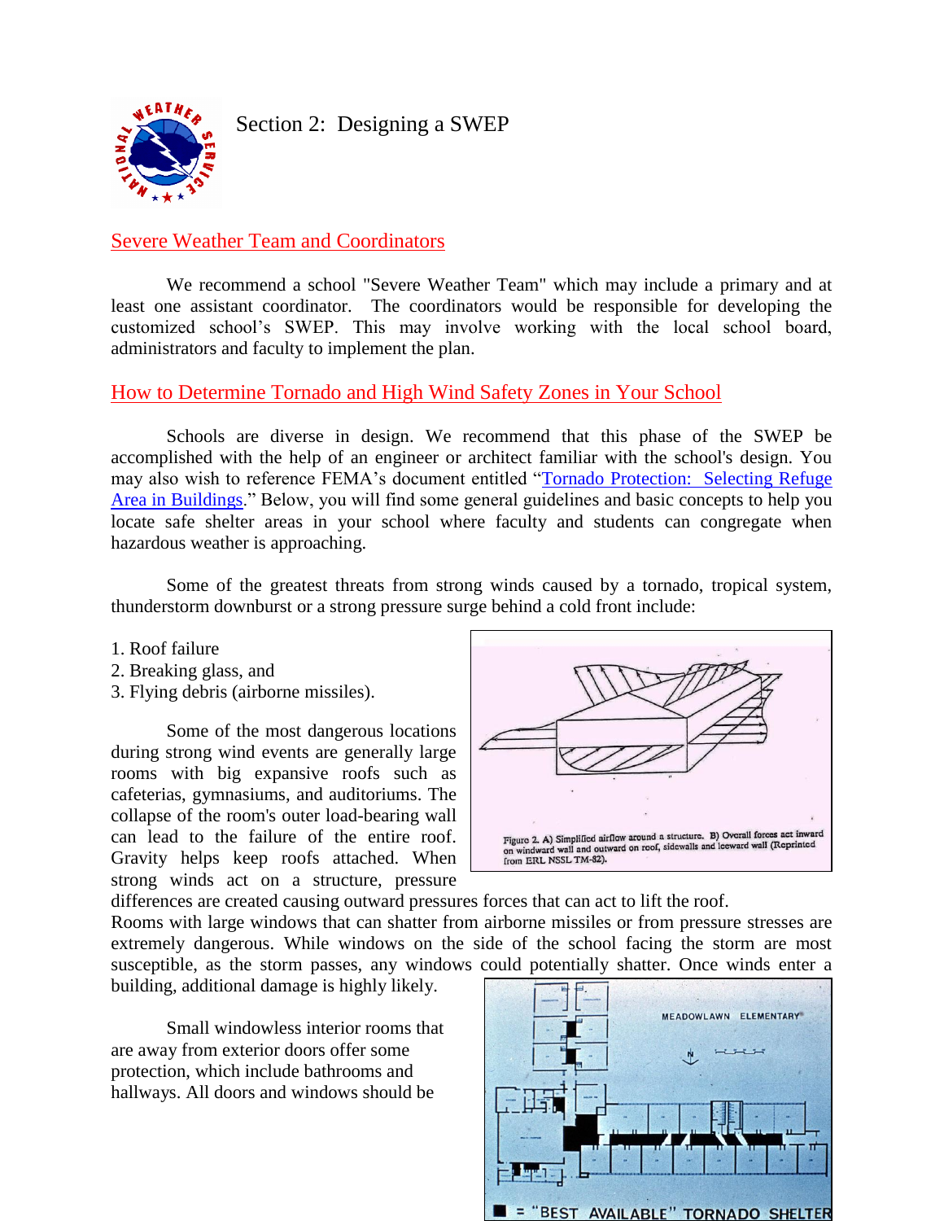# Section 2: Designing a SWEP

## Severe Weather Team and Coordinators

We recommend a school "Severe Weather Team" which may include a primary and at least one assistant coordinator. The coordinators would be responsible for developing the customized school's SWEP. This may involve working with the local school board, administrators and faculty to implement the plan.

## How to Determine Tornado and High Wind Safety Zones in Your School

Schools are diverse in design. We recommend that this phase of the SWEP be accomplished with the help of an engineer or architect familiar with the school's design. You may also wish to reference FEMA's document entitled "Tornado Protection: Selecting Refuge Area in Buildings." Below, you will find some general guidelines and basic concepts to help you locate safe shelter areas in your school where faculty and students can congregate when hazardous weather is approaching.

Some of the greatest threats from strong winds caused by a tornado, tropical system, thunderstorm downburst or a strong pressure surge behind a cold front include:

1. Roof failure
2. Breaking glass, and
3. Flying debris (airborne missiles).

Some of the most dangerous locations during strong wind events are generally large rooms with big expansive roofs such as cafeterias, gymnasiums, and auditoriums. The collapse of the room's outer load-bearing wall can lead to the failure of the entire roof. Gravity helps keep roofs attached. When strong winds act on a structure, pressure differences are created causing outward pressures forces that can act to lift the roof.

Figure 2. A) Simplified airflow around a structure. B) Overall forces act inward on windward wall and outward on roof, sidewalls and leeward wall (Reprinted from ERL NSSL TM-82).

Rooms with large windows that can shatter from airborne missiles or from pressure stresses are extremely dangerous. While windows on the side of the school facing the storm are most susceptible, as the storm passes, any windows could potentially shatter. Once winds enter a building, additional damage is highly likely.

Small windowless interior rooms that are away from exterior doors offer some protection, which include bathrooms and hallways. All doors and windows should be

MEADOWLAWN ELEMENTARY

■ = "BEST AVAILABLE" TORNADO SHELTER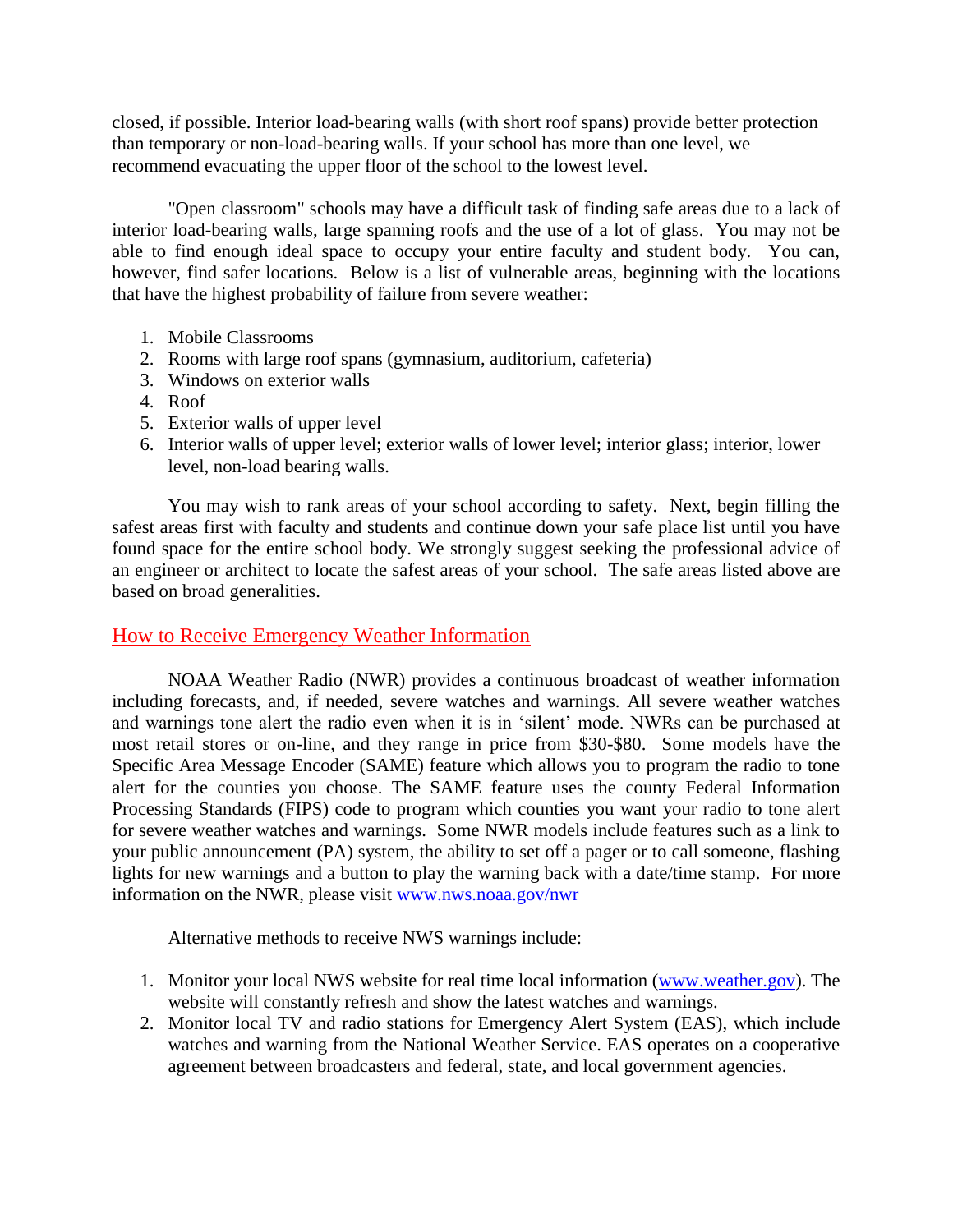closed, if possible. Interior load-bearing walls (with short roof spans) provide better protection than temporary or non-load-bearing walls. If your school has more than one level, we recommend evacuating the upper floor of the school to the lowest level.

"Open classroom" schools may have a difficult task of finding safe areas due to a lack of interior load-bearing walls, large spanning roofs and the use of a lot of glass. You may not be able to find enough ideal space to occupy your entire faculty and student body. You can, however, find safer locations. Below is a list of vulnerable areas, beginning with the locations that have the highest probability of failure from severe weather:

1. Mobile Classrooms
2. Rooms with large roof spans (gymnasium, auditorium, cafeteria)
3. Windows on exterior walls
4. Roof
5. Exterior walls of upper level
6. Interior walls of upper level; exterior walls of lower level; interior glass; interior, lower level, non-load bearing walls.

You may wish to rank areas of your school according to safety. Next, begin filling the safest areas first with faculty and students and continue down your safe place list until you have found space for the entire school body. We strongly suggest seeking the professional advice of an engineer or architect to locate the safest areas of your school. The safe areas listed above are based on broad generalities.

## How to Receive Emergency Weather Information

NOAA Weather Radio (NWR) provides a continuous broadcast of weather information including forecasts, and, if needed, severe watches and warnings. All severe weather watches and warnings tone alert the radio even when it is in 'silent' mode. NWRs can be purchased at most retail stores or on-line, and they range in price from $30-$80. Some models have the Specific Area Message Encoder (SAME) feature which allows you to program the radio to tone alert for the counties you choose. The SAME feature uses the county Federal Information Processing Standards (FIPS) code to program which counties you want your radio to tone alert for severe weather watches and warnings. Some NWR models include features such as a link to your public announcement (PA) system, the ability to set off a pager or to call someone, flashing lights for new warnings and a button to play the warning back with a date/time stamp. For more information on the NWR, please visit www.nws.noaa.gov/nwr

Alternative methods to receive NWS warnings include:

1. Monitor your local NWS website for real time local information (www.weather.gov). The website will constantly refresh and show the latest watches and warnings.
2. Monitor local TV and radio stations for Emergency Alert System (EAS), which include watches and warning from the National Weather Service. EAS operates on a cooperative agreement between broadcasters and federal, state, and local government agencies.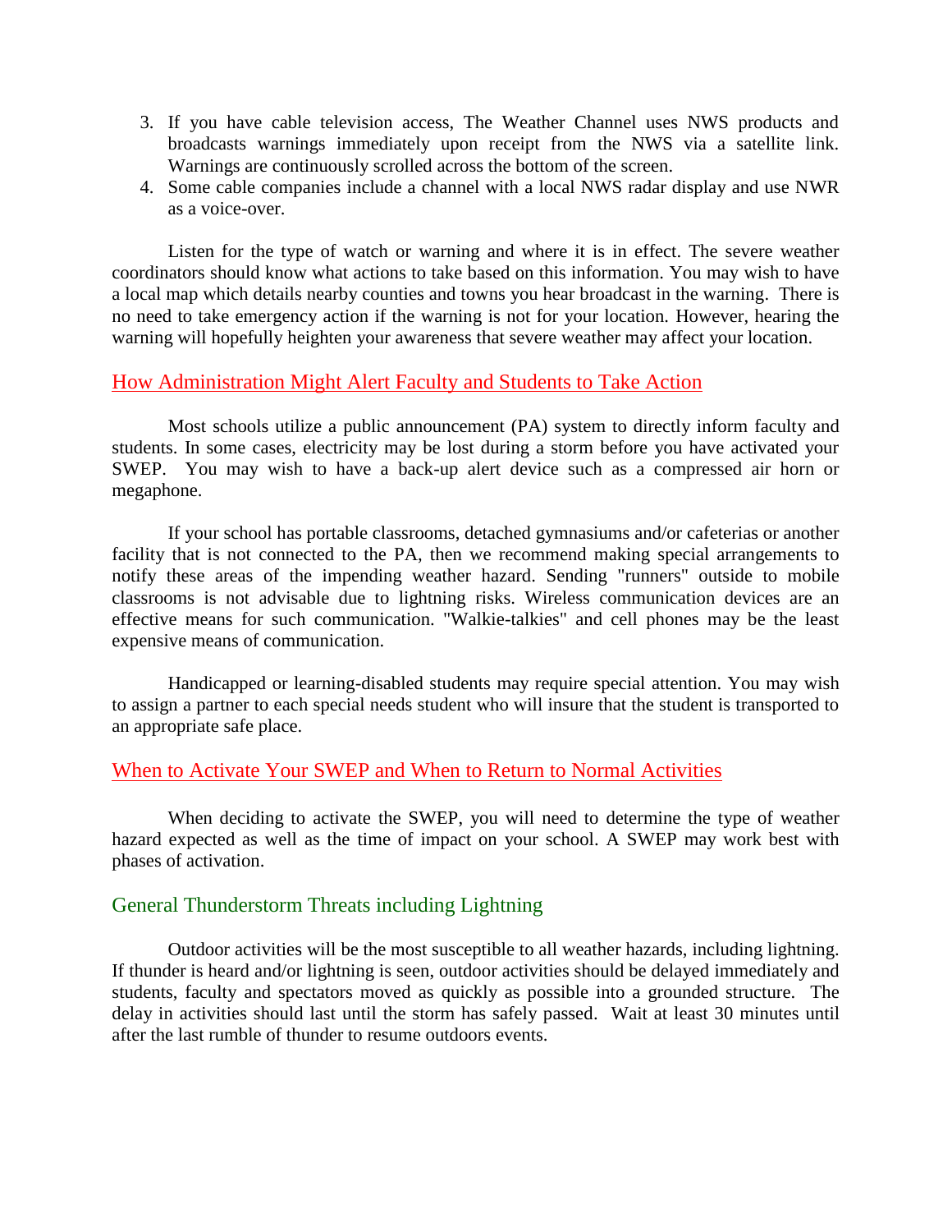3. If you have cable television access, The Weather Channel uses NWS products and broadcasts warnings immediately upon receipt from the NWS via a satellite link. Warnings are continuously scrolled across the bottom of the screen.
4. Some cable companies include a channel with a local NWS radar display and use NWR as a voice-over.

Listen for the type of watch or warning and where it is in effect. The severe weather coordinators should know what actions to take based on this information. You may wish to have a local map which details nearby counties and towns you hear broadcast in the warning. There is no need to take emergency action if the warning is not for your location. However, hearing the warning will hopefully heighten your awareness that severe weather may affect your location.

## How Administration Might Alert Faculty and Students to Take Action

Most schools utilize a public announcement (PA) system to directly inform faculty and students. In some cases, electricity may be lost during a storm before you have activated your SWEP. You may wish to have a back-up alert device such as a compressed air horn or megaphone.

If your school has portable classrooms, detached gymnasiums and/or cafeterias or another facility that is not connected to the PA, then we recommend making special arrangements to notify these areas of the impending weather hazard. Sending "runners" outside to mobile classrooms is not advisable due to lightning risks. Wireless communication devices are an effective means for such communication. "Walkie-talkies" and cell phones may be the least expensive means of communication.

Handicapped or learning-disabled students may require special attention. You may wish to assign a partner to each special needs student who will insure that the student is transported to an appropriate safe place.

## When to Activate Your SWEP and When to Return to Normal Activities

When deciding to activate the SWEP, you will need to determine the type of weather hazard expected as well as the time of impact on your school. A SWEP may work best with phases of activation.

### General Thunderstorm Threats including Lightning

Outdoor activities will be the most susceptible to all weather hazards, including lightning. If thunder is heard and/or lightning is seen, outdoor activities should be delayed immediately and students, faculty and spectators moved as quickly as possible into a grounded structure. The delay in activities should last until the storm has safely passed. Wait at least 30 minutes until after the last rumble of thunder to resume outdoors events.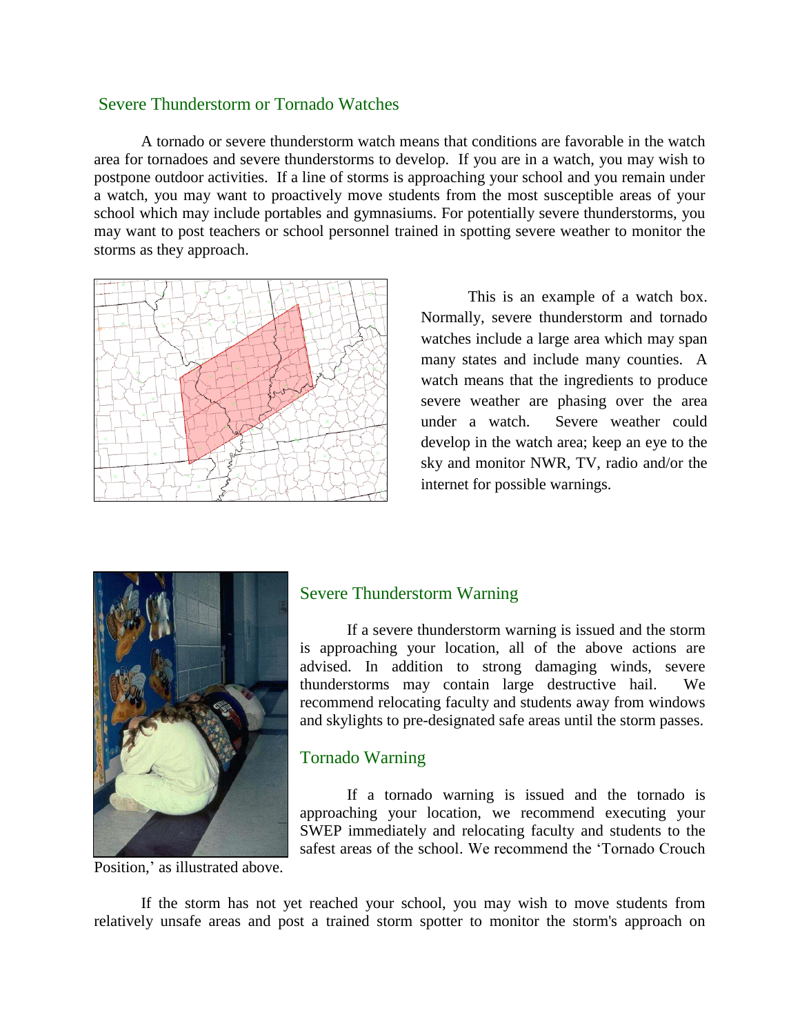## Severe Thunderstorm or Tornado Watches

A tornado or severe thunderstorm watch means that conditions are favorable in the watch area for tornadoes and severe thunderstorms to develop. If you are in a watch, you may wish to postpone outdoor activities. If a line of storms is approaching your school and you remain under a watch, you may want to proactively move students from the most susceptible areas of your school which may include portables and gymnasiums. For potentially severe thunderstorms, you may want to post teachers or school personnel trained in spotting severe weather to monitor the storms as they approach.

This is an example of a watch box. Normally, severe thunderstorm and tornado watches include a large area which may span many states and include many counties. A watch means that the ingredients to produce severe weather are phasing over the area under a watch. Severe weather could develop in the watch area; keep an eye to the sky and monitor NWR, TV, radio and/or the internet for possible warnings.

## Severe Thunderstorm Warning

If a severe thunderstorm warning is issued and the storm is approaching your location, all of the above actions are advised. In addition to strong damaging winds, severe thunderstorms may contain large destructive hail. We recommend relocating faculty and students away from windows and skylights to pre-designated safe areas until the storm passes.

## Tornado Warning

If a tornado warning is issued and the tornado is approaching your location, we recommend executing your SWEP immediately and relocating faculty and students to the safest areas of the school. We recommend the 'Tornado Crouch Position,' as illustrated above.

If the storm has not yet reached your school, you may wish to move students from relatively unsafe areas and post a trained storm spotter to monitor the storm's approach on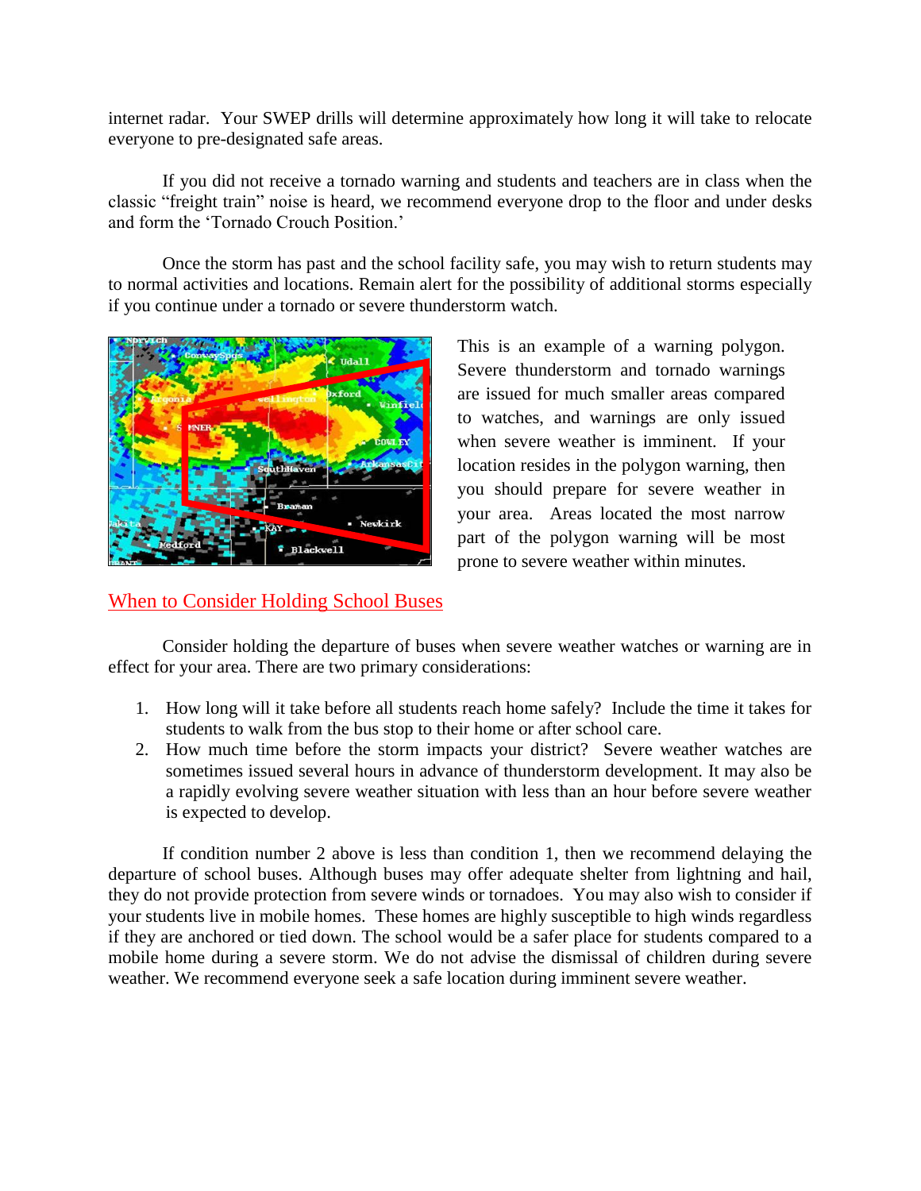internet radar. Your SWEP drills will determine approximately how long it will take to relocate everyone to pre-designated safe areas.

If you did not receive a tornado warning and students and teachers are in class when the classic "freight train" noise is heard, we recommend everyone drop to the floor and under desks and form the 'Tornado Crouch Position.'

Once the storm has past and the school facility safe, you may wish to return students may to normal activities and locations. Remain alert for the possibility of additional storms especially if you continue under a tornado or severe thunderstorm watch.

This is an example of a warning polygon. Severe thunderstorm and tornado warnings are issued for much smaller areas compared to watches, and warnings are only issued when severe weather is imminent. If your location resides in the polygon warning, then you should prepare for severe weather in your area. Areas located the most narrow part of the polygon warning will be most prone to severe weather within minutes.

## When to Consider Holding School Buses

Consider holding the departure of buses when severe weather watches or warning are in effect for your area. There are two primary considerations:

1. How long will it take before all students reach home safely? Include the time it takes for students to walk from the bus stop to their home or after school care.
2. How much time before the storm impacts your district? Severe weather watches are sometimes issued several hours in advance of thunderstorm development. It may also be a rapidly evolving severe weather situation with less than an hour before severe weather is expected to develop.

If condition number 2 above is less than condition 1, then we recommend delaying the departure of school buses. Although buses may offer adequate shelter from lightning and hail, they do not provide protection from severe winds or tornadoes. You may also wish to consider if your students live in mobile homes. These homes are highly susceptible to high winds regardless if they are anchored or tied down. The school would be a safer place for students compared to a mobile home during a severe storm. We do not advise the dismissal of children during severe weather. We recommend everyone seek a safe location during imminent severe weather.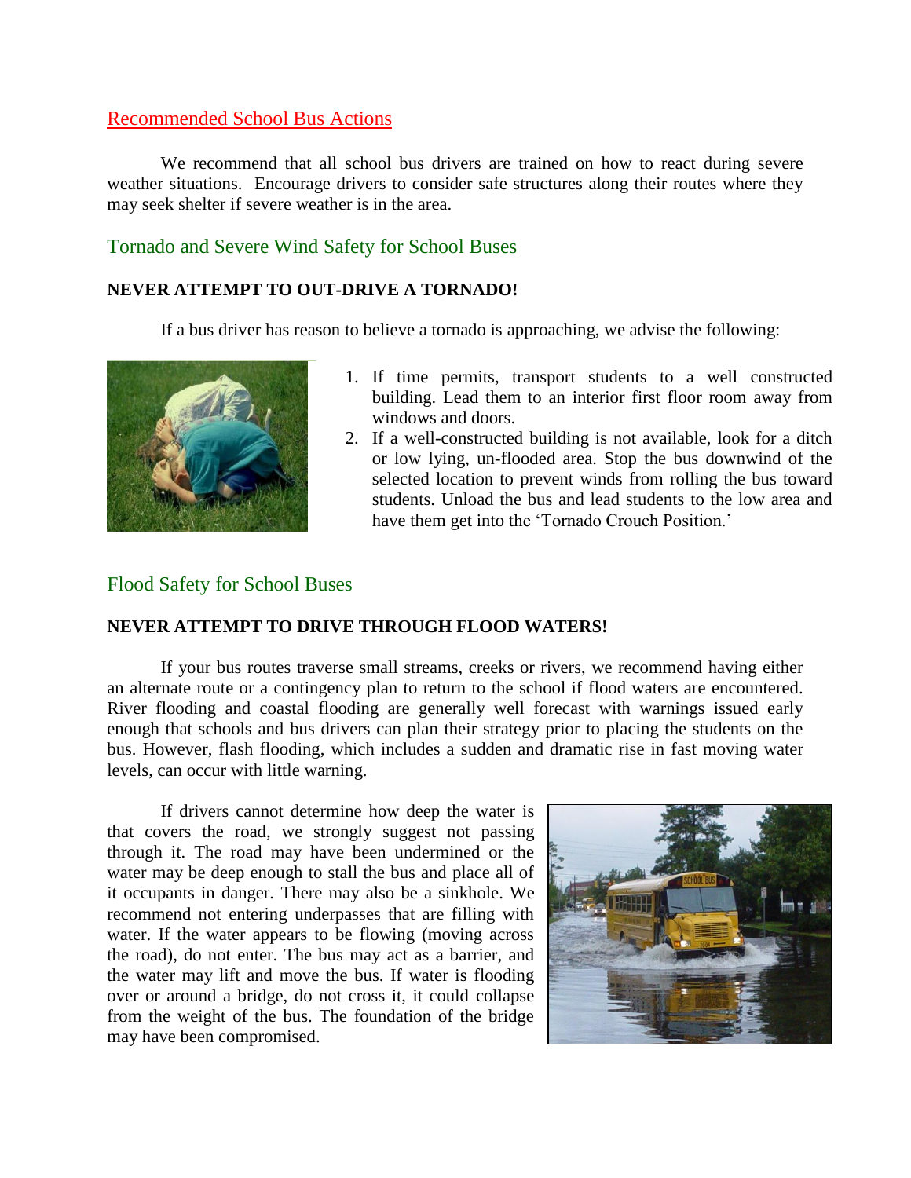## Recommended School Bus Actions

We recommend that all school bus drivers are trained on how to react during severe weather situations. Encourage drivers to consider safe structures along their routes where they may seek shelter if severe weather is in the area.

### Tornado and Severe Wind Safety for School Buses

**NEVER ATTEMPT TO OUT-DRIVE A TORNADO!**

If a bus driver has reason to believe a tornado is approaching, we advise the following:

1. If time permits, transport students to a well constructed building. Lead them to an interior first floor room away from windows and doors.
2. If a well-constructed building is not available, look for a ditch or low lying, un-flooded area. Stop the bus downwind of the selected location to prevent winds from rolling the bus toward students. Unload the bus and lead students to the low area and have them get into the 'Tornado Crouch Position.'

### Flood Safety for School Buses

**NEVER ATTEMPT TO DRIVE THROUGH FLOOD WATERS!**

If your bus routes traverse small streams, creeks or rivers, we recommend having either an alternate route or a contingency plan to return to the school if flood waters are encountered. River flooding and coastal flooding are generally well forecast with warnings issued early enough that schools and bus drivers can plan their strategy prior to placing the students on the bus. However, flash flooding, which includes a sudden and dramatic rise in fast moving water levels, can occur with little warning.

If drivers cannot determine how deep the water is that covers the road, we strongly suggest not passing through it. The road may have been undermined or the water may be deep enough to stall the bus and place all of it occupants in danger. There may also be a sinkhole. We recommend not entering underpasses that are filling with water. If the water appears to be flowing (moving across the road), do not enter. The bus may act as a barrier, and the water may lift and move the bus. If water is flooding over or around a bridge, do not cross it, it could collapse from the weight of the bus. The foundation of the bridge may have been compromised.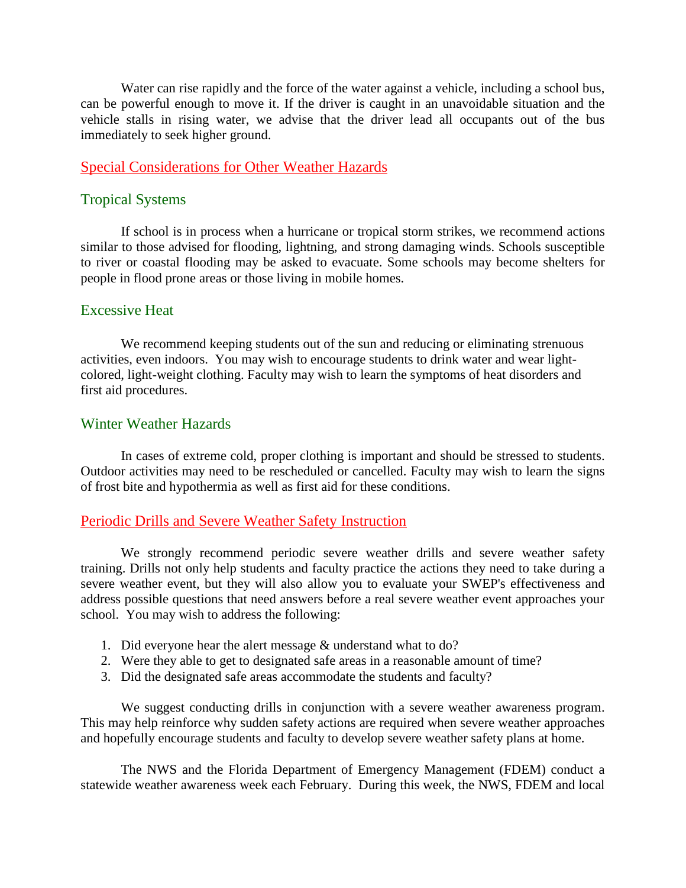Water can rise rapidly and the force of the water against a vehicle, including a school bus, can be powerful enough to move it. If the driver is caught in an unavoidable situation and the vehicle stalls in rising water, we advise that the driver lead all occupants out of the bus immediately to seek higher ground.

## Special Considerations for Other Weather Hazards

### Tropical Systems

If school is in process when a hurricane or tropical storm strikes, we recommend actions similar to those advised for flooding, lightning, and strong damaging winds. Schools susceptible to river or coastal flooding may be asked to evacuate. Some schools may become shelters for people in flood prone areas or those living in mobile homes.

### Excessive Heat

We recommend keeping students out of the sun and reducing or eliminating strenuous activities, even indoors. You may wish to encourage students to drink water and wear light-colored, light-weight clothing. Faculty may wish to learn the symptoms of heat disorders and first aid procedures.

### Winter Weather Hazards

In cases of extreme cold, proper clothing is important and should be stressed to students. Outdoor activities may need to be rescheduled or cancelled. Faculty may wish to learn the signs of frost bite and hypothermia as well as first aid for these conditions.

## Periodic Drills and Severe Weather Safety Instruction

We strongly recommend periodic severe weather drills and severe weather safety training. Drills not only help students and faculty practice the actions they need to take during a severe weather event, but they will also allow you to evaluate your SWEP's effectiveness and address possible questions that need answers before a real severe weather event approaches your school. You may wish to address the following:

1. Did everyone hear the alert message & understand what to do?
2. Were they able to get to designated safe areas in a reasonable amount of time?
3. Did the designated safe areas accommodate the students and faculty?

We suggest conducting drills in conjunction with a severe weather awareness program. This may help reinforce why sudden safety actions are required when severe weather approaches and hopefully encourage students and faculty to develop severe weather safety plans at home.

The NWS and the Florida Department of Emergency Management (FDEM) conduct a statewide weather awareness week each February. During this week, the NWS, FDEM and local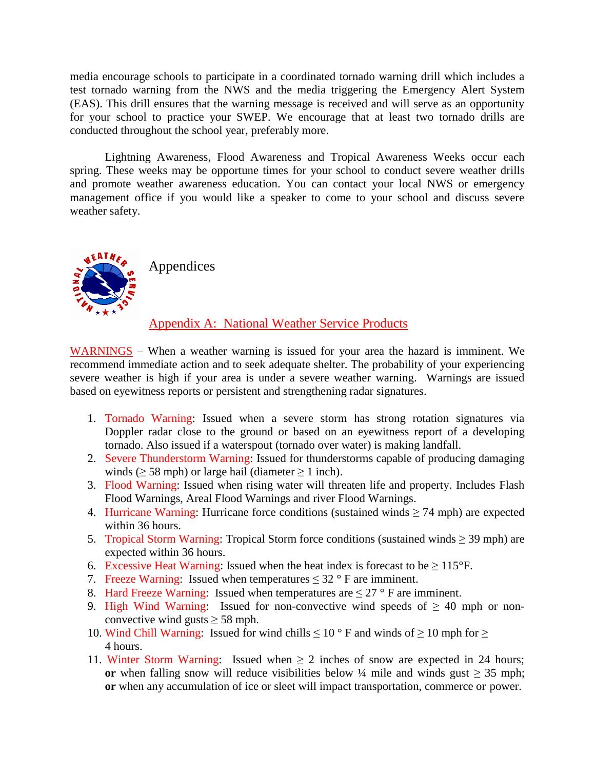media encourage schools to participate in a coordinated tornado warning drill which includes a test tornado warning from the NWS and the media triggering the Emergency Alert System (EAS). This drill ensures that the warning message is received and will serve as an opportunity for your school to practice your SWEP. We encourage that at least two tornado drills are conducted throughout the school year, preferably more.

Lightning Awareness, Flood Awareness and Tropical Awareness Weeks occur each spring. These weeks may be opportune times for your school to conduct severe weather drills and promote weather awareness education. You can contact your local NWS or emergency management office if you would like a speaker to come to your school and discuss severe weather safety.

# Appendices

## Appendix A: National Weather Service Products

WARNINGS – When a weather warning is issued for your area the hazard is imminent. We recommend immediate action and to seek adequate shelter. The probability of your experiencing severe weather is high if your area is under a severe weather warning. Warnings are issued based on eyewitness reports or persistent and strengthening radar signatures.

1. Tornado Warning: Issued when a severe storm has strong rotation signatures via Doppler radar close to the ground or based on an eyewitness report of a developing tornado. Also issued if a waterspout (tornado over water) is making landfall.
2. Severe Thunderstorm Warning: Issued for thunderstorms capable of producing damaging winds (≥ 58 mph) or large hail (diameter ≥ 1 inch).
3. Flood Warning: Issued when rising water will threaten life and property. Includes Flash Flood Warnings, Areal Flood Warnings and river Flood Warnings.
4. Hurricane Warning: Hurricane force conditions (sustained winds ≥ 74 mph) are expected within 36 hours.
5. Tropical Storm Warning: Tropical Storm force conditions (sustained winds ≥ 39 mph) are expected within 36 hours.
6. Excessive Heat Warning: Issued when the heat index is forecast to be ≥ 115°F.
7. Freeze Warning: Issued when temperatures ≤ 32 ° F are imminent.
8. Hard Freeze Warning: Issued when temperatures are ≤ 27 ° F are imminent.
9. High Wind Warning: Issued for non-convective wind speeds of ≥ 40 mph or non-convective wind gusts ≥ 58 mph.
10. Wind Chill Warning: Issued for wind chills ≤ 10 ° F and winds of ≥ 10 mph for ≥ 4 hours.
11. Winter Storm Warning: Issued when ≥ 2 inches of snow are expected in 24 hours; **or** when falling snow will reduce visibilities below ¼ mile and winds gust ≥ 35 mph; **or** when any accumulation of ice or sleet will impact transportation, commerce or power.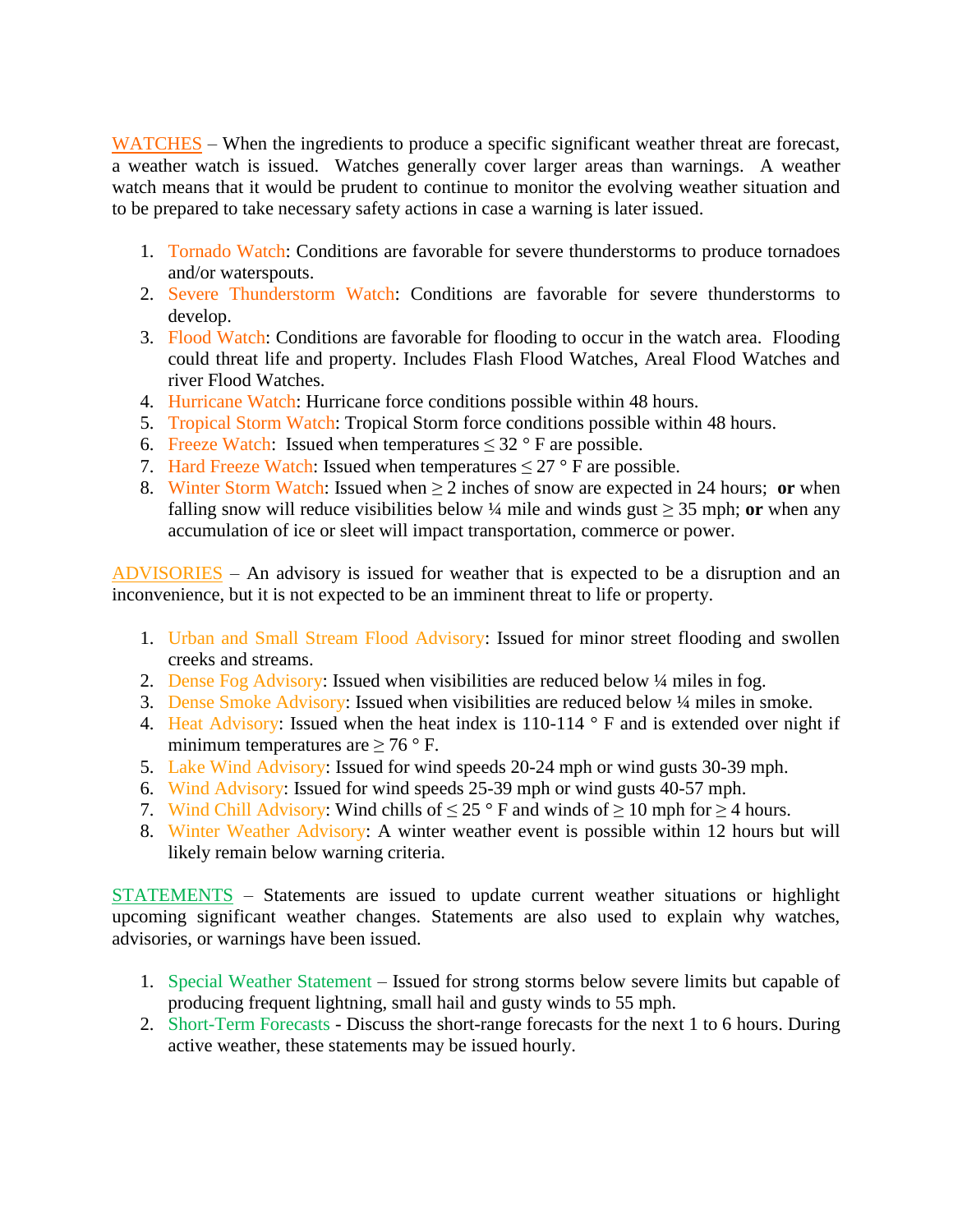WATCHES – When the ingredients to produce a specific significant weather threat are forecast, a weather watch is issued. Watches generally cover larger areas than warnings. A weather watch means that it would be prudent to continue to monitor the evolving weather situation and to be prepared to take necessary safety actions in case a warning is later issued.

1. Tornado Watch: Conditions are favorable for severe thunderstorms to produce tornadoes and/or waterspouts.
2. Severe Thunderstorm Watch: Conditions are favorable for severe thunderstorms to develop.
3. Flood Watch: Conditions are favorable for flooding to occur in the watch area. Flooding could threat life and property. Includes Flash Flood Watches, Areal Flood Watches and river Flood Watches.
4. Hurricane Watch: Hurricane force conditions possible within 48 hours.
5. Tropical Storm Watch: Tropical Storm force conditions possible within 48 hours.
6. Freeze Watch: Issued when temperatures ≤ 32 ° F are possible.
7. Hard Freeze Watch: Issued when temperatures ≤ 27 ° F are possible.
8. Winter Storm Watch: Issued when ≥ 2 inches of snow are expected in 24 hours; **or** when falling snow will reduce visibilities below ¼ mile and winds gust ≥ 35 mph; **or** when any accumulation of ice or sleet will impact transportation, commerce or power.

ADVISORIES – An advisory is issued for weather that is expected to be a disruption and an inconvenience, but it is not expected to be an imminent threat to life or property.

1. Urban and Small Stream Flood Advisory: Issued for minor street flooding and swollen creeks and streams.
2. Dense Fog Advisory: Issued when visibilities are reduced below ¼ miles in fog.
3. Dense Smoke Advisory: Issued when visibilities are reduced below ¼ miles in smoke.
4. Heat Advisory: Issued when the heat index is 110-114 ° F and is extended over night if minimum temperatures are ≥ 76 ° F.
5. Lake Wind Advisory: Issued for wind speeds 20-24 mph or wind gusts 30-39 mph.
6. Wind Advisory: Issued for wind speeds 25-39 mph or wind gusts 40-57 mph.
7. Wind Chill Advisory: Wind chills of ≤ 25 ° F and winds of ≥ 10 mph for ≥ 4 hours.
8. Winter Weather Advisory: A winter weather event is possible within 12 hours but will likely remain below warning criteria.

STATEMENTS – Statements are issued to update current weather situations or highlight upcoming significant weather changes. Statements are also used to explain why watches, advisories, or warnings have been issued.

1. Special Weather Statement – Issued for strong storms below severe limits but capable of producing frequent lightning, small hail and gusty winds to 55 mph.
2. Short-Term Forecasts - Discuss the short-range forecasts for the next 1 to 6 hours. During active weather, these statements may be issued hourly.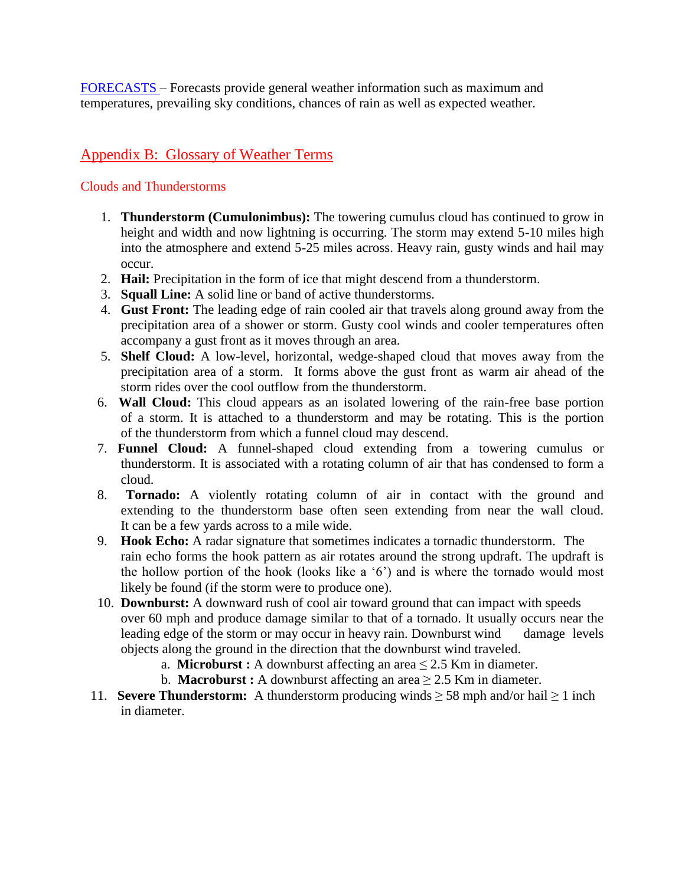FORECASTS – Forecasts provide general weather information such as maximum and temperatures, prevailing sky conditions, chances of rain as well as expected weather.

## Appendix B: Glossary of Weather Terms

### Clouds and Thunderstorms

1. **Thunderstorm (Cumulonimbus):** The towering cumulus cloud has continued to grow in height and width and now lightning is occurring. The storm may extend 5-10 miles high into the atmosphere and extend 5-25 miles across. Heavy rain, gusty winds and hail may occur.
2. **Hail:** Precipitation in the form of ice that might descend from a thunderstorm.
3. **Squall Line:** A solid line or band of active thunderstorms.
4. **Gust Front:** The leading edge of rain cooled air that travels along ground away from the precipitation area of a shower or storm. Gusty cool winds and cooler temperatures often accompany a gust front as it moves through an area.
5. **Shelf Cloud:** A low-level, horizontal, wedge-shaped cloud that moves away from the precipitation area of a storm. It forms above the gust front as warm air ahead of the storm rides over the cool outflow from the thunderstorm.
6. **Wall Cloud:** This cloud appears as an isolated lowering of the rain-free base portion of a storm. It is attached to a thunderstorm and may be rotating. This is the portion of the thunderstorm from which a funnel cloud may descend.
7. **Funnel Cloud:** A funnel-shaped cloud extending from a towering cumulus or thunderstorm. It is associated with a rotating column of air that has condensed to form a cloud.
8. **Tornado:** A violently rotating column of air in contact with the ground and extending to the thunderstorm base often seen extending from near the wall cloud. It can be a few yards across to a mile wide.
9. **Hook Echo:** A radar signature that sometimes indicates a tornadic thunderstorm. The rain echo forms the hook pattern as air rotates around the strong updraft. The updraft is the hollow portion of the hook (looks like a '6') and is where the tornado would most likely be found (if the storm were to produce one).
10. **Downburst:** A downward rush of cool air toward ground that can impact with speeds over 60 mph and produce damage similar to that of a tornado. It usually occurs near the leading edge of the storm or may occur in heavy rain. Downburst wind damage levels objects along the ground in the direction that the downburst wind traveled.
    a. **Microburst :** A downburst affecting an area $\leq$ 2.5 Km in diameter.
    b. **Macroburst :** A downburst affecting an area $\geq$ 2.5 Km in diameter.
11. **Severe Thunderstorm:** A thunderstorm producing winds $\geq$ 58 mph and/or hail $\geq$ 1 inch in diameter.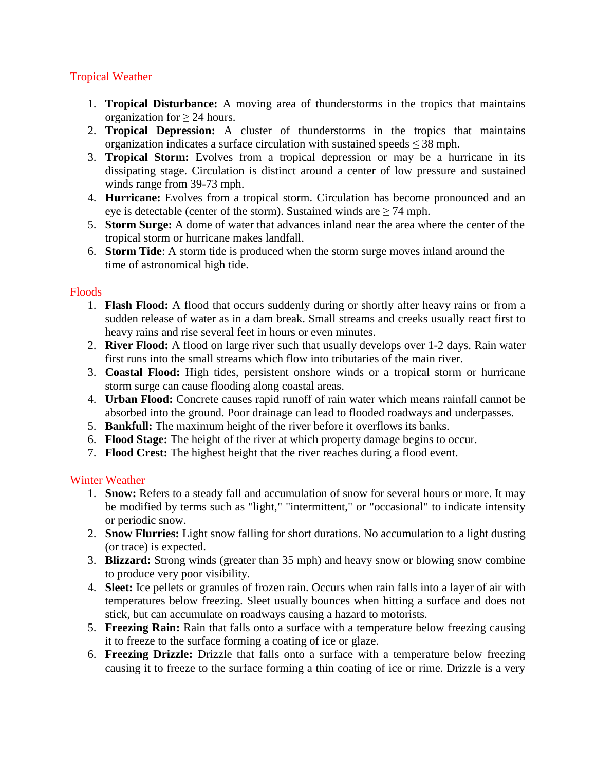## Tropical Weather

1. **Tropical Disturbance:** A moving area of thunderstorms in the tropics that maintains organization for ≥ 24 hours.
2. **Tropical Depression:** A cluster of thunderstorms in the tropics that maintains organization indicates a surface circulation with sustained speeds ≤ 38 mph.
3. **Tropical Storm:** Evolves from a tropical depression or may be a hurricane in its dissipating stage. Circulation is distinct around a center of low pressure and sustained winds range from 39-73 mph.
4. **Hurricane:** Evolves from a tropical storm. Circulation has become pronounced and an eye is detectable (center of the storm). Sustained winds are ≥ 74 mph.
5. **Storm Surge:** A dome of water that advances inland near the area where the center of the tropical storm or hurricane makes landfall.
6. **Storm Tide**: A storm tide is produced when the storm surge moves inland around the time of astronomical high tide.

## Floods

1. **Flash Flood:** A flood that occurs suddenly during or shortly after heavy rains or from a sudden release of water as in a dam break. Small streams and creeks usually react first to heavy rains and rise several feet in hours or even minutes.
2. **River Flood:** A flood on large river such that usually develops over 1-2 days. Rain water first runs into the small streams which flow into tributaries of the main river.
3. **Coastal Flood:** High tides, persistent onshore winds or a tropical storm or hurricane storm surge can cause flooding along coastal areas.
4. **Urban Flood:** Concrete causes rapid runoff of rain water which means rainfall cannot be absorbed into the ground. Poor drainage can lead to flooded roadways and underpasses.
5. **Bankfull:** The maximum height of the river before it overflows its banks.
6. **Flood Stage:** The height of the river at which property damage begins to occur.
7. **Flood Crest:** The highest height that the river reaches during a flood event.

## Winter Weather

1. **Snow:** Refers to a steady fall and accumulation of snow for several hours or more. It may be modified by terms such as "light," "intermittent," or "occasional" to indicate intensity or periodic snow.
2. **Snow Flurries:** Light snow falling for short durations. No accumulation to a light dusting (or trace) is expected.
3. **Blizzard:** Strong winds (greater than 35 mph) and heavy snow or blowing snow combine to produce very poor visibility.
4. **Sleet:** Ice pellets or granules of frozen rain. Occurs when rain falls into a layer of air with temperatures below freezing. Sleet usually bounces when hitting a surface and does not stick, but can accumulate on roadways causing a hazard to motorists.
5. **Freezing Rain:** Rain that falls onto a surface with a temperature below freezing causing it to freeze to the surface forming a coating of ice or glaze.
6. **Freezing Drizzle:** Drizzle that falls onto a surface with a temperature below freezing causing it to freeze to the surface forming a thin coating of ice or rime. Drizzle is a very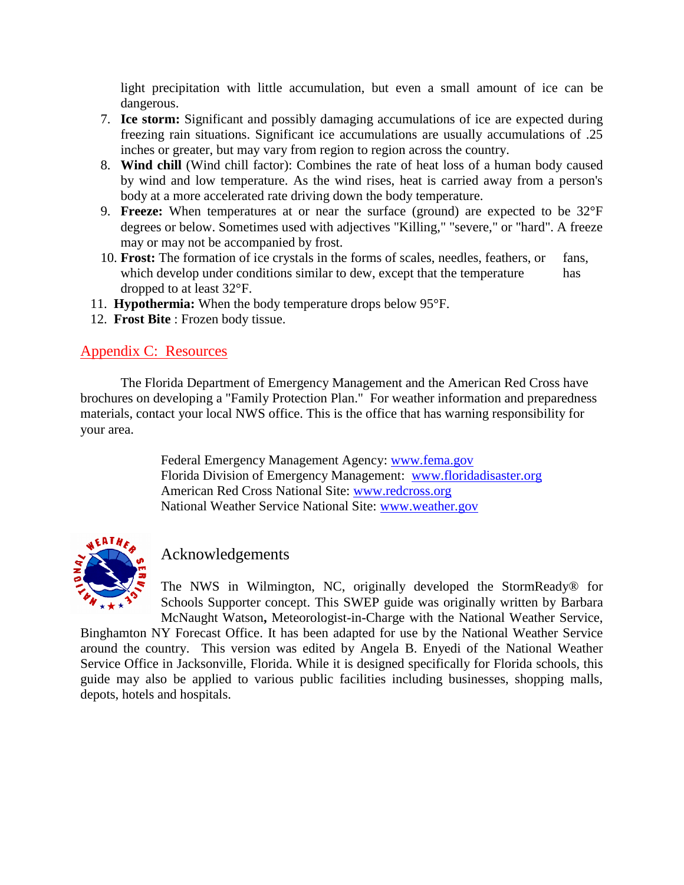light precipitation with little accumulation, but even a small amount of ice can be dangerous.

7. **Ice storm:** Significant and possibly damaging accumulations of ice are expected during freezing rain situations. Significant ice accumulations are usually accumulations of .25 inches or greater, but may vary from region to region across the country.
8. **Wind chill** (Wind chill factor): Combines the rate of heat loss of a human body caused by wind and low temperature. As the wind rises, heat is carried away from a person's body at a more accelerated rate driving down the body temperature.
9. **Freeze:** When temperatures at or near the surface (ground) are expected to be 32°F degrees or below. Sometimes used with adjectives "Killing," "severe," or "hard". A freeze may or may not be accompanied by frost.
10. **Frost:** The formation of ice crystals in the forms of scales, needles, feathers, or fans, which develop under conditions similar to dew, except that the temperature has dropped to at least 32°F.
11. **Hypothermia:** When the body temperature drops below 95°F.
12. **Frost Bite** : Frozen body tissue.

## Appendix C: Resources

The Florida Department of Emergency Management and the American Red Cross have brochures on developing a "Family Protection Plan." For weather information and preparedness materials, contact your local NWS office. This is the office that has warning responsibility for your area.

Federal Emergency Management Agency: www.fema.gov
Florida Division of Emergency Management: www.floridadisaster.org
American Red Cross National Site: www.redcross.org
National Weather Service National Site: www.weather.gov

## Acknowledgements

The NWS in Wilmington, NC, originally developed the StormReady® for Schools Supporter concept. This SWEP guide was originally written by Barbara McNaught Watson**,** Meteorologist-in-Charge with the National Weather Service, Binghamton NY Forecast Office. It has been adapted for use by the National Weather Service around the country. This version was edited by Angela B. Enyedi of the National Weather Service Office in Jacksonville, Florida. While it is designed specifically for Florida schools, this guide may also be applied to various public facilities including businesses, shopping malls, depots, hotels and hospitals.